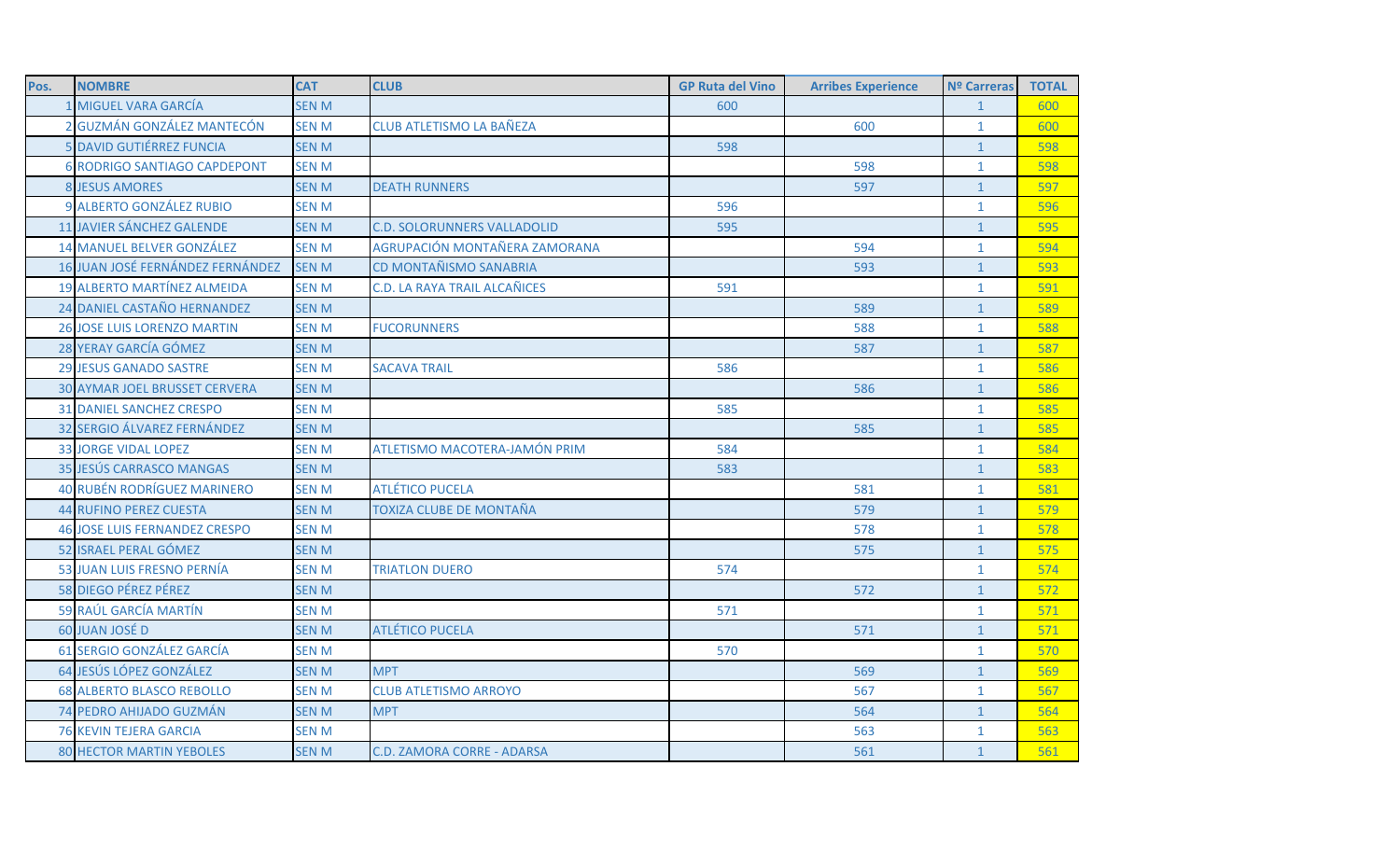| Pos. | NOMBRE | CAT | CLUB | GP Ruta del Vino | Arribes Experience | Nº Carreras | TOTAL |
|---|---|---|---|---|---|---|---|
| 1 | MIGUEL VARA GARCÍA | SEN M | | 600 | | 1 | 600 |
| 2 | GUZMÁN GONZÁLEZ MANTECÓN | SEN M | CLUB ATLETISMO LA BAÑEZA | | 600 | 1 | 600 |
| 5 | DAVID GUTIÉRREZ FUNCIA | SEN M | | 598 | | 1 | 598 |
| 6 | RODRIGO SANTIAGO CAPDEPONT | SEN M | | | 598 | 1 | 598 |
| 8 | JESUS AMORES | SEN M | DEATH RUNNERS | | 597 | 1 | 597 |
| 9 | ALBERTO GONZÁLEZ RUBIO | SEN M | | 596 | | 1 | 596 |
| 11 | JAVIER SÁNCHEZ GALENDE | SEN M | C.D. SOLORUNNERS VALLADOLID | 595 | | 1 | 595 |
| 14 | MANUEL BELVER GONZÁLEZ | SEN M | AGRUPACIÓN MONTAÑERA ZAMORANA | | 594 | 1 | 594 |
| 16 | JUAN JOSÉ FERNÁNDEZ FERNÁNDEZ | SEN M | CD MONTAÑISMO SANABRIA | | 593 | 1 | 593 |
| 19 | ALBERTO MARTÍNEZ ALMEIDA | SEN M | C.D. LA RAYA TRAIL ALCAÑICES | 591 | | 1 | 591 |
| 24 | DANIEL CASTAÑO HERNANDEZ | SEN M | | | 589 | 1 | 589 |
| 26 | JOSE LUIS LORENZO MARTIN | SEN M | FUCORUNNERS | | 588 | 1 | 588 |
| 28 | YERAY GARCÍA GÓMEZ | SEN M | | | 587 | 1 | 587 |
| 29 | JESUS GANADO SASTRE | SEN M | SACAVA TRAIL | 586 | | 1 | 586 |
| 30 | AYMAR JOEL BRUSSET CERVERA | SEN M | | | 586 | 1 | 586 |
| 31 | DANIEL SANCHEZ CRESPO | SEN M | | 585 | | 1 | 585 |
| 32 | SERGIO ÁLVAREZ FERNÁNDEZ | SEN M | | | 585 | 1 | 585 |
| 33 | JORGE VIDAL LOPEZ | SEN M | ATLETISMO MACOTERA-JAMÓN PRIM | 584 | | 1 | 584 |
| 35 | JESÚS CARRASCO MANGAS | SEN M | | 583 | | 1 | 583 |
| 40 | RUBÉN RODRÍGUEZ MARINERO | SEN M | ATLÉTICO PUCELA | | 581 | 1 | 581 |
| 44 | RUFINO PEREZ CUESTA | SEN M | TOXIZA CLUBE DE MONTAÑA | | 579 | 1 | 579 |
| 46 | JOSE LUIS FERNANDEZ CRESPO | SEN M | | | 578 | 1 | 578 |
| 52 | ISRAEL PERAL GÓMEZ | SEN M | | | 575 | 1 | 575 |
| 53 | JUAN LUIS FRESNO PERNÍA | SEN M | TRIATLON DUERO | 574 | | 1 | 574 |
| 58 | DIEGO PÉREZ PÉREZ | SEN M | | | 572 | 1 | 572 |
| 59 | RAÚL GARCÍA MARTÍN | SEN M | | 571 | | 1 | 571 |
| 60 | JUAN JOSÉ D | SEN M | ATLÉTICO PUCELA | | 571 | 1 | 571 |
| 61 | SERGIO GONZÁLEZ GARCÍA | SEN M | | 570 | | 1 | 570 |
| 64 | JESÚS LÓPEZ GONZÁLEZ | SEN M | MPT | | 569 | 1 | 569 |
| 68 | ALBERTO BLASCO REBOLLO | SEN M | CLUB ATLETISMO ARROYO | | 567 | 1 | 567 |
| 74 | PEDRO AHIJADO GUZMÁN | SEN M | MPT | | 564 | 1 | 564 |
| 76 | KEVIN TEJERA GARCIA | SEN M | | | 563 | 1 | 563 |
| 80 | HECTOR MARTIN YEBOLES | SEN M | C.D. ZAMORA CORRE - ADARSA | | 561 | 1 | 561 |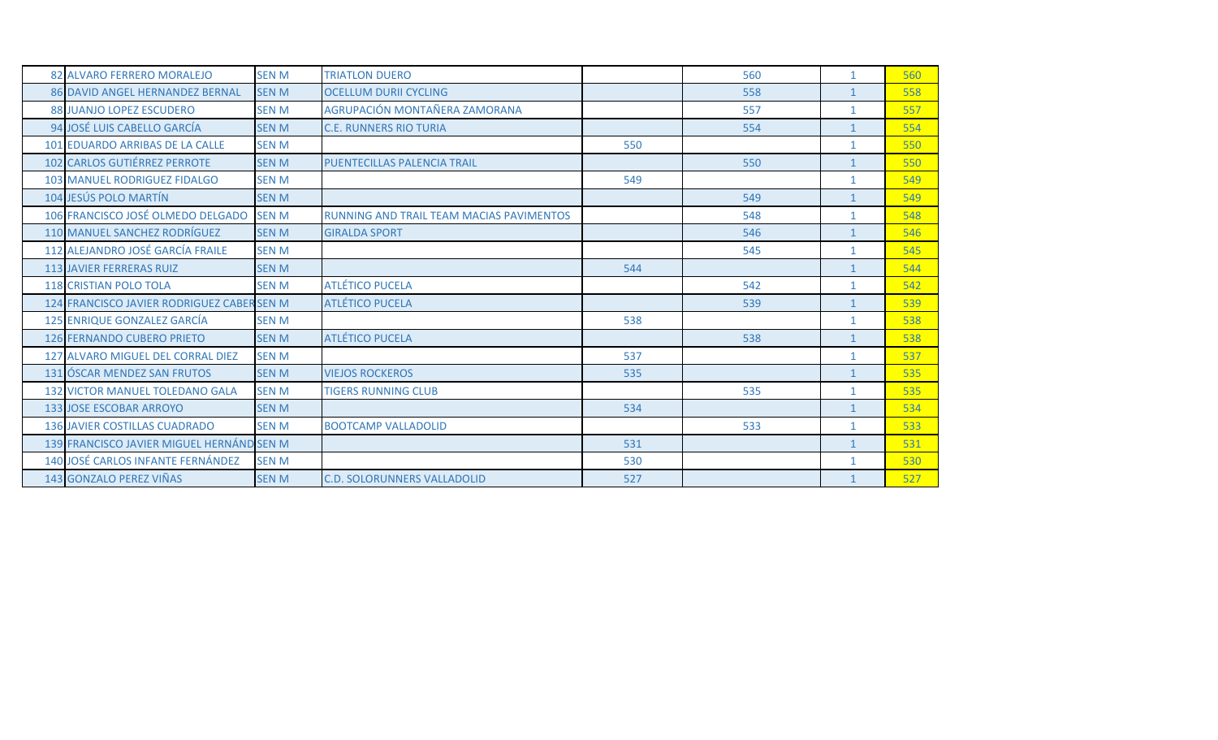| | | | | | | | |
|---|---|---|---|---|---|---|---|
| 82 | ALVARO FERRERO MORALEJO | SEN M | TRIATLON DUERO | | 560 | 1 | 560 |
| 86 | DAVID ANGEL HERNANDEZ BERNAL | SEN M | OCELLUM DURII CYCLING | | 558 | 1 | 558 |
| 88 | JUANJO LOPEZ ESCUDERO | SEN M | AGRUPACIÓN MONTAÑERA ZAMORANA | | 557 | 1 | 557 |
| 94 | JOSÉ LUIS CABELLO GARCÍA | SEN M | C.E. RUNNERS RIO TURIA | | 554 | 1 | 554 |
| 101 | EDUARDO ARRIBAS DE LA CALLE | SEN M | | 550 | | 1 | 550 |
| 102 | CARLOS GUTIÉRREZ PERROTE | SEN M | PUENTECILLAS PALENCIA TRAIL | | 550 | 1 | 550 |
| 103 | MANUEL RODRIGUEZ FIDALGO | SEN M | | 549 | | 1 | 549 |
| 104 | JESÚS POLO MARTÍN | SEN M | | | 549 | 1 | 549 |
| 106 | FRANCISCO JOSÉ OLMEDO DELGADO | SEN M | RUNNING AND TRAIL TEAM MACIAS PAVIMENTOS | | 548 | 1 | 548 |
| 110 | MANUEL SANCHEZ RODRÍGUEZ | SEN M | GIRALDA SPORT | | 546 | 1 | 546 |
| 112 | ALEJANDRO JOSÉ GARCÍA FRAILE | SEN M | | | 545 | 1 | 545 |
| 113 | JAVIER FERRERAS RUIZ | SEN M | | 544 | | 1 | 544 |
| 118 | CRISTIAN POLO TOLA | SEN M | ATLÉTICO PUCELA | | 542 | 1 | 542 |
| 124 | FRANCISCO JAVIER RODRIGUEZ CABER | SEN M | ATLÉTICO PUCELA | | 539 | 1 | 539 |
| 125 | ENRIQUE GONZALEZ GARCÍA | SEN M | | 538 | | 1 | 538 |
| 126 | FERNANDO CUBERO PRIETO | SEN M | ATLÉTICO PUCELA | | 538 | 1 | 538 |
| 127 | ALVARO MIGUEL DEL CORRAL DIEZ | SEN M | | 537 | | 1 | 537 |
| 131 | ÓSCAR MENDEZ SAN FRUTOS | SEN M | VIEJOS ROCKEROS | 535 | | 1 | 535 |
| 132 | VICTOR MANUEL TOLEDANO GALA | SEN M | TIGERS RUNNING CLUB | | 535 | 1 | 535 |
| 133 | JOSE ESCOBAR ARROYO | SEN M | | 534 | | 1 | 534 |
| 136 | JAVIER COSTILLAS CUADRADO | SEN M | BOOTCAMP VALLADOLID | | 533 | 1 | 533 |
| 139 | FRANCISCO JAVIER MIGUEL HERNÁND | SEN M | | 531 | | 1 | 531 |
| 140 | JOSÉ CARLOS INFANTE FERNÁNDEZ | SEN M | | 530 | | 1 | 530 |
| 143 | GONZALO PEREZ VIÑAS | SEN M | C.D. SOLORUNNERS VALLADOLID | 527 | | 1 | 527 |